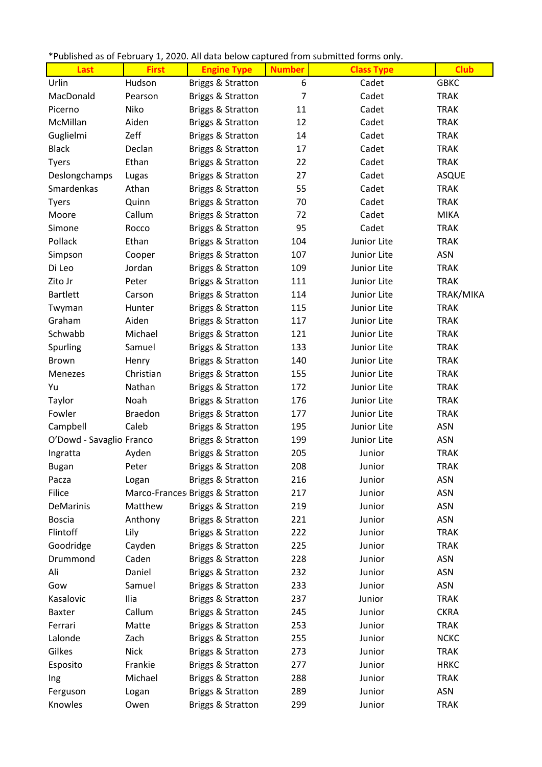*Published as of February 1, 2020. All data below captured from submitted forms only.

| Last | First | Engine Type | Number | Class Type | Club |
|---|---|---|---|---|---|
| Urlin | Hudson | Briggs & Stratton | 6 | Cadet | GBKC |
| MacDonald | Pearson | Briggs & Stratton | 7 | Cadet | TRAK |
| Picerno | Niko | Briggs & Stratton | 11 | Cadet | TRAK |
| McMillan | Aiden | Briggs & Stratton | 12 | Cadet | TRAK |
| Guglielmi | Zeff | Briggs & Stratton | 14 | Cadet | TRAK |
| Black | Declan | Briggs & Stratton | 17 | Cadet | TRAK |
| Tyers | Ethan | Briggs & Stratton | 22 | Cadet | TRAK |
| Deslongchamps | Lugas | Briggs & Stratton | 27 | Cadet | ASQUE |
| Smardenkas | Athan | Briggs & Stratton | 55 | Cadet | TRAK |
| Tyers | Quinn | Briggs & Stratton | 70 | Cadet | TRAK |
| Moore | Callum | Briggs & Stratton | 72 | Cadet | MIKA |
| Simone | Rocco | Briggs & Stratton | 95 | Cadet | TRAK |
| Pollack | Ethan | Briggs & Stratton | 104 | Junior Lite | TRAK |
| Simpson | Cooper | Briggs & Stratton | 107 | Junior Lite | ASN |
| Di Leo | Jordan | Briggs & Stratton | 109 | Junior Lite | TRAK |
| Zito Jr | Peter | Briggs & Stratton | 111 | Junior Lite | TRAK |
| Bartlett | Carson | Briggs & Stratton | 114 | Junior Lite | TRAK/MIKA |
| Twyman | Hunter | Briggs & Stratton | 115 | Junior Lite | TRAK |
| Graham | Aiden | Briggs & Stratton | 117 | Junior Lite | TRAK |
| Schwabb | Michael | Briggs & Stratton | 121 | Junior Lite | TRAK |
| Spurling | Samuel | Briggs & Stratton | 133 | Junior Lite | TRAK |
| Brown | Henry | Briggs & Stratton | 140 | Junior Lite | TRAK |
| Menezes | Christian | Briggs & Stratton | 155 | Junior Lite | TRAK |
| Yu | Nathan | Briggs & Stratton | 172 | Junior Lite | TRAK |
| Taylor | Noah | Briggs & Stratton | 176 | Junior Lite | TRAK |
| Fowler | Braedon | Briggs & Stratton | 177 | Junior Lite | TRAK |
| Campbell | Caleb | Briggs & Stratton | 195 | Junior Lite | ASN |
| O'Dowd - Savaglio | Franco | Briggs & Stratton | 199 | Junior Lite | ASN |
| Ingratta | Ayden | Briggs & Stratton | 205 | Junior | TRAK |
| Bugan | Peter | Briggs & Stratton | 208 | Junior | TRAK |
| Pacza | Logan | Briggs & Stratton | 216 | Junior | ASN |
| Filice | Marco-Frances | Briggs & Stratton | 217 | Junior | ASN |
| DeMarinis | Matthew | Briggs & Stratton | 219 | Junior | ASN |
| Boscia | Anthony | Briggs & Stratton | 221 | Junior | ASN |
| Flintoff | Lily | Briggs & Stratton | 222 | Junior | TRAK |
| Goodridge | Cayden | Briggs & Stratton | 225 | Junior | TRAK |
| Drummond | Caden | Briggs & Stratton | 228 | Junior | ASN |
| Ali | Daniel | Briggs & Stratton | 232 | Junior | ASN |
| Gow | Samuel | Briggs & Stratton | 233 | Junior | ASN |
| Kasalovic | Ilia | Briggs & Stratton | 237 | Junior | TRAK |
| Baxter | Callum | Briggs & Stratton | 245 | Junior | CKRA |
| Ferrari | Matte | Briggs & Stratton | 253 | Junior | TRAK |
| Lalonde | Zach | Briggs & Stratton | 255 | Junior | NCKC |
| Gilkes | Nick | Briggs & Stratton | 273 | Junior | TRAK |
| Esposito | Frankie | Briggs & Stratton | 277 | Junior | HRKC |
| Ing | Michael | Briggs & Stratton | 288 | Junior | TRAK |
| Ferguson | Logan | Briggs & Stratton | 289 | Junior | ASN |
| Knowles | Owen | Briggs & Stratton | 299 | Junior | TRAK |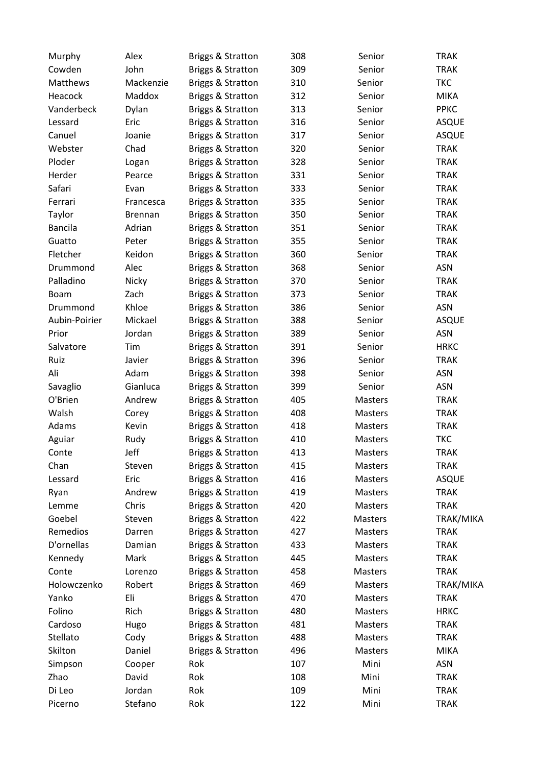| | | | | | |
|---|---|---|---|---|---|
| Murphy | Alex | Briggs & Stratton | 308 | Senior | TRAK |
| Cowden | John | Briggs & Stratton | 309 | Senior | TRAK |
| Matthews | Mackenzie | Briggs & Stratton | 310 | Senior | TKC |
| Heacock | Maddox | Briggs & Stratton | 312 | Senior | MIKA |
| Vanderbeck | Dylan | Briggs & Stratton | 313 | Senior | PPKC |
| Lessard | Eric | Briggs & Stratton | 316 | Senior | ASQUE |
| Canuel | Joanie | Briggs & Stratton | 317 | Senior | ASQUE |
| Webster | Chad | Briggs & Stratton | 320 | Senior | TRAK |
| Ploder | Logan | Briggs & Stratton | 328 | Senior | TRAK |
| Herder | Pearce | Briggs & Stratton | 331 | Senior | TRAK |
| Safari | Evan | Briggs & Stratton | 333 | Senior | TRAK |
| Ferrari | Francesca | Briggs & Stratton | 335 | Senior | TRAK |
| Taylor | Brennan | Briggs & Stratton | 350 | Senior | TRAK |
| Bancila | Adrian | Briggs & Stratton | 351 | Senior | TRAK |
| Guatto | Peter | Briggs & Stratton | 355 | Senior | TRAK |
| Fletcher | Keidon | Briggs & Stratton | 360 | Senior | TRAK |
| Drummond | Alec | Briggs & Stratton | 368 | Senior | ASN |
| Palladino | Nicky | Briggs & Stratton | 370 | Senior | TRAK |
| Boam | Zach | Briggs & Stratton | 373 | Senior | TRAK |
| Drummond | Khloe | Briggs & Stratton | 386 | Senior | ASN |
| Aubin-Poirier | Mickael | Briggs & Stratton | 388 | Senior | ASQUE |
| Prior | Jordan | Briggs & Stratton | 389 | Senior | ASN |
| Salvatore | Tim | Briggs & Stratton | 391 | Senior | HRKC |
| Ruiz | Javier | Briggs & Stratton | 396 | Senior | TRAK |
| Ali | Adam | Briggs & Stratton | 398 | Senior | ASN |
| Savaglio | Gianluca | Briggs & Stratton | 399 | Senior | ASN |
| O'Brien | Andrew | Briggs & Stratton | 405 | Masters | TRAK |
| Walsh | Corey | Briggs & Stratton | 408 | Masters | TRAK |
| Adams | Kevin | Briggs & Stratton | 418 | Masters | TRAK |
| Aguiar | Rudy | Briggs & Stratton | 410 | Masters | TKC |
| Conte | Jeff | Briggs & Stratton | 413 | Masters | TRAK |
| Chan | Steven | Briggs & Stratton | 415 | Masters | TRAK |
| Lessard | Eric | Briggs & Stratton | 416 | Masters | ASQUE |
| Ryan | Andrew | Briggs & Stratton | 419 | Masters | TRAK |
| Lemme | Chris | Briggs & Stratton | 420 | Masters | TRAK |
| Goebel | Steven | Briggs & Stratton | 422 | Masters | TRAK/MIKA |
| Remedios | Darren | Briggs & Stratton | 427 | Masters | TRAK |
| D'ornellas | Damian | Briggs & Stratton | 433 | Masters | TRAK |
| Kennedy | Mark | Briggs & Stratton | 445 | Masters | TRAK |
| Conte | Lorenzo | Briggs & Stratton | 458 | Masters | TRAK |
| Holowczenko | Robert | Briggs & Stratton | 469 | Masters | TRAK/MIKA |
| Yanko | Eli | Briggs & Stratton | 470 | Masters | TRAK |
| Folino | Rich | Briggs & Stratton | 480 | Masters | HRKC |
| Cardoso | Hugo | Briggs & Stratton | 481 | Masters | TRAK |
| Stellato | Cody | Briggs & Stratton | 488 | Masters | TRAK |
| Skilton | Daniel | Briggs & Stratton | 496 | Masters | MIKA |
| Simpson | Cooper | Rok | 107 | Mini | ASN |
| Zhao | David | Rok | 108 | Mini | TRAK |
| Di Leo | Jordan | Rok | 109 | Mini | TRAK |
| Picerno | Stefano | Rok | 122 | Mini | TRAK |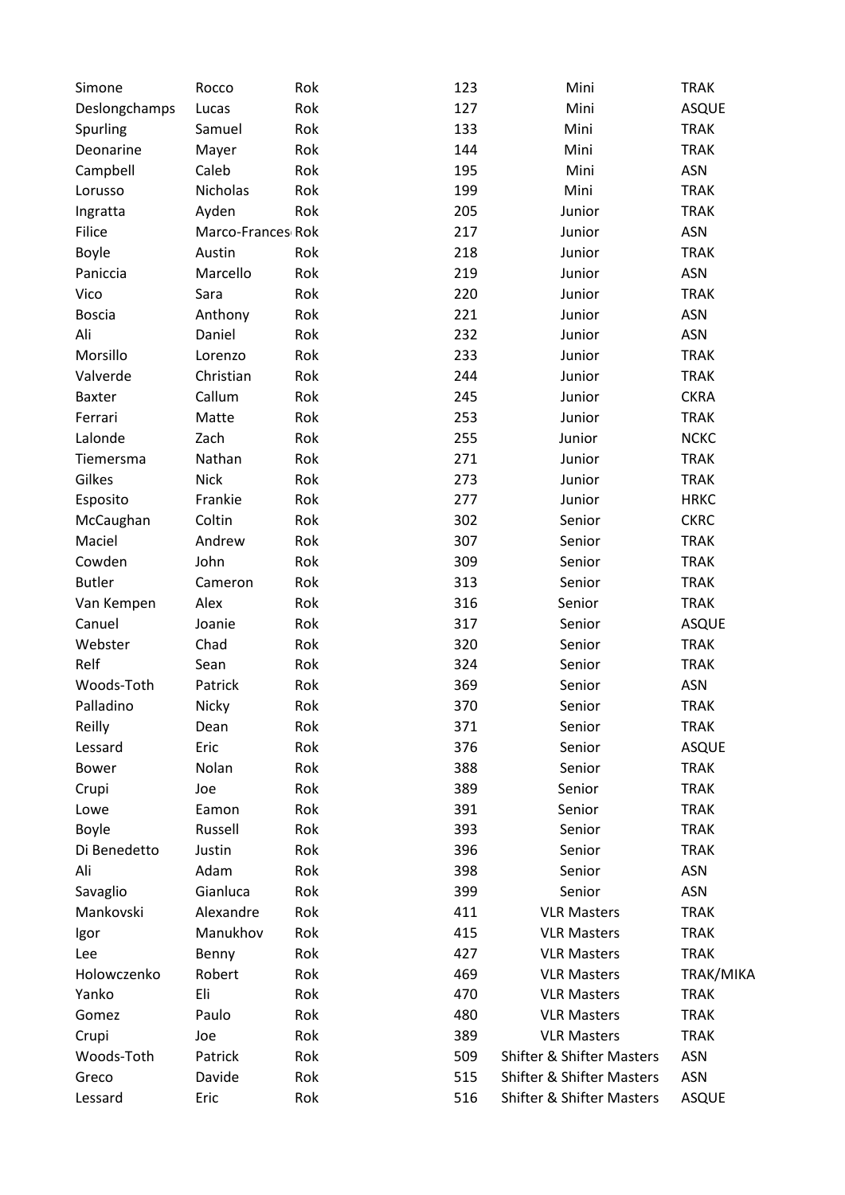| | | | | | |
|---|---|---|---|---|---|
| Simone | Rocco | Rok | 123 | Mini | TRAK |
| Deslongchamps | Lucas | Rok | 127 | Mini | ASQUE |
| Spurling | Samuel | Rok | 133 | Mini | TRAK |
| Deonarine | Mayer | Rok | 144 | Mini | TRAK |
| Campbell | Caleb | Rok | 195 | Mini | ASN |
| Lorusso | Nicholas | Rok | 199 | Mini | TRAK |
| Ingratta | Ayden | Rok | 205 | Junior | TRAK |
| Filice | Marco-Frances | Rok | 217 | Junior | ASN |
| Boyle | Austin | Rok | 218 | Junior | TRAK |
| Paniccia | Marcello | Rok | 219 | Junior | ASN |
| Vico | Sara | Rok | 220 | Junior | TRAK |
| Boscia | Anthony | Rok | 221 | Junior | ASN |
| Ali | Daniel | Rok | 232 | Junior | ASN |
| Morsillo | Lorenzo | Rok | 233 | Junior | TRAK |
| Valverde | Christian | Rok | 244 | Junior | TRAK |
| Baxter | Callum | Rok | 245 | Junior | CKRA |
| Ferrari | Matte | Rok | 253 | Junior | TRAK |
| Lalonde | Zach | Rok | 255 | Junior | NCKC |
| Tiemersma | Nathan | Rok | 271 | Junior | TRAK |
| Gilkes | Nick | Rok | 273 | Junior | TRAK |
| Esposito | Frankie | Rok | 277 | Junior | HRKC |
| McCaughan | Coltin | Rok | 302 | Senior | CKRC |
| Maciel | Andrew | Rok | 307 | Senior | TRAK |
| Cowden | John | Rok | 309 | Senior | TRAK |
| Butler | Cameron | Rok | 313 | Senior | TRAK |
| Van Kempen | Alex | Rok | 316 | Senior | TRAK |
| Canuel | Joanie | Rok | 317 | Senior | ASQUE |
| Webster | Chad | Rok | 320 | Senior | TRAK |
| Relf | Sean | Rok | 324 | Senior | TRAK |
| Woods-Toth | Patrick | Rok | 369 | Senior | ASN |
| Palladino | Nicky | Rok | 370 | Senior | TRAK |
| Reilly | Dean | Rok | 371 | Senior | TRAK |
| Lessard | Eric | Rok | 376 | Senior | ASQUE |
| Bower | Nolan | Rok | 388 | Senior | TRAK |
| Crupi | Joe | Rok | 389 | Senior | TRAK |
| Lowe | Eamon | Rok | 391 | Senior | TRAK |
| Boyle | Russell | Rok | 393 | Senior | TRAK |
| Di Benedetto | Justin | Rok | 396 | Senior | TRAK |
| Ali | Adam | Rok | 398 | Senior | ASN |
| Savaglio | Gianluca | Rok | 399 | Senior | ASN |
| Mankovski | Alexandre | Rok | 411 | VLR Masters | TRAK |
| Igor | Manukhov | Rok | 415 | VLR Masters | TRAK |
| Lee | Benny | Rok | 427 | VLR Masters | TRAK |
| Holowczenko | Robert | Rok | 469 | VLR Masters | TRAK/MIKA |
| Yanko | Eli | Rok | 470 | VLR Masters | TRAK |
| Gomez | Paulo | Rok | 480 | VLR Masters | TRAK |
| Crupi | Joe | Rok | 389 | VLR Masters | TRAK |
| Woods-Toth | Patrick | Rok | 509 | Shifter & Shifter Masters | ASN |
| Greco | Davide | Rok | 515 | Shifter & Shifter Masters | ASN |
| Lessard | Eric | Rok | 516 | Shifter & Shifter Masters | ASQUE |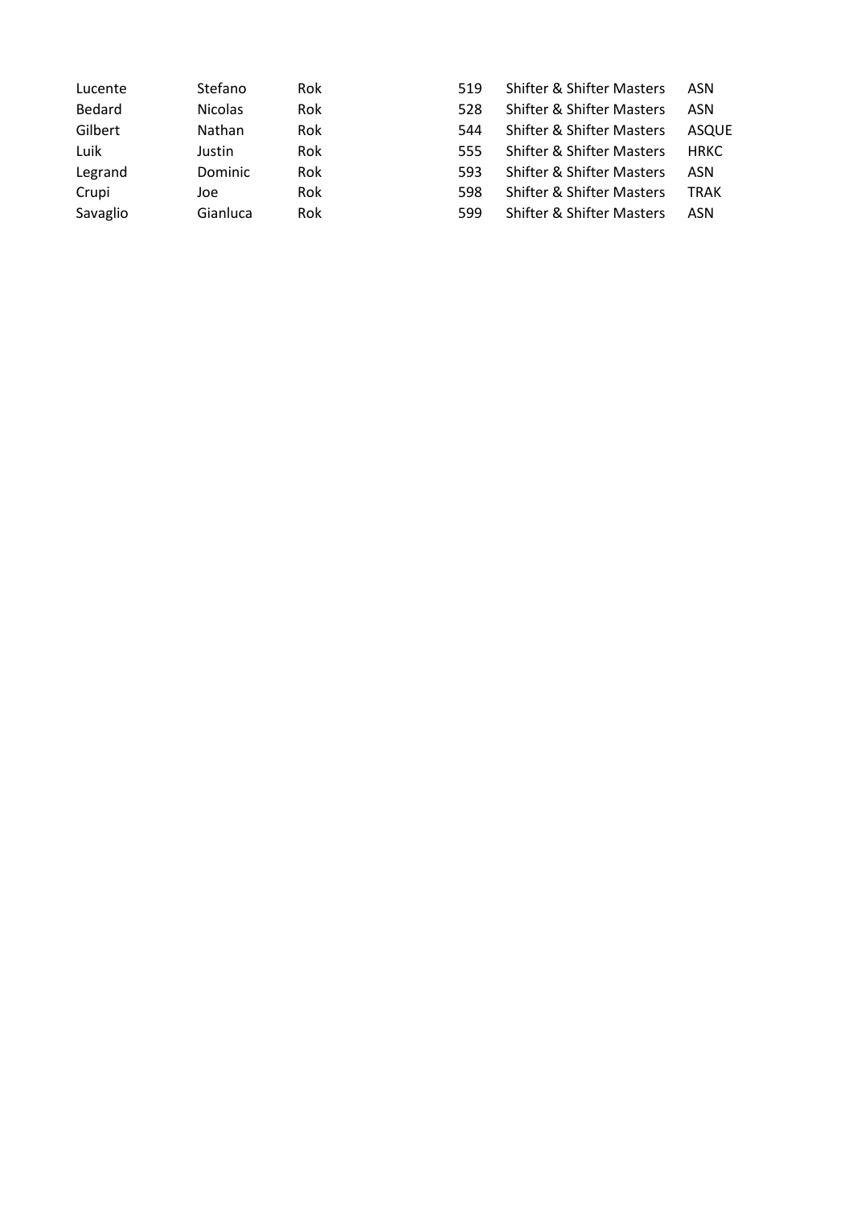| | | | | | |
|---|---|---|---|---|---|
| Lucente | Stefano | Rok | 519 | Shifter & Shifter Masters | ASN |
| Bedard | Nicolas | Rok | 528 | Shifter & Shifter Masters | ASN |
| Gilbert | Nathan | Rok | 544 | Shifter & Shifter Masters | ASQUE |
| Luik | Justin | Rok | 555 | Shifter & Shifter Masters | HRKC |
| Legrand | Dominic | Rok | 593 | Shifter & Shifter Masters | ASN |
| Crupi | Joe | Rok | 598 | Shifter & Shifter Masters | TRAK |
| Savaglio | Gianluca | Rok | 599 | Shifter & Shifter Masters | ASN |